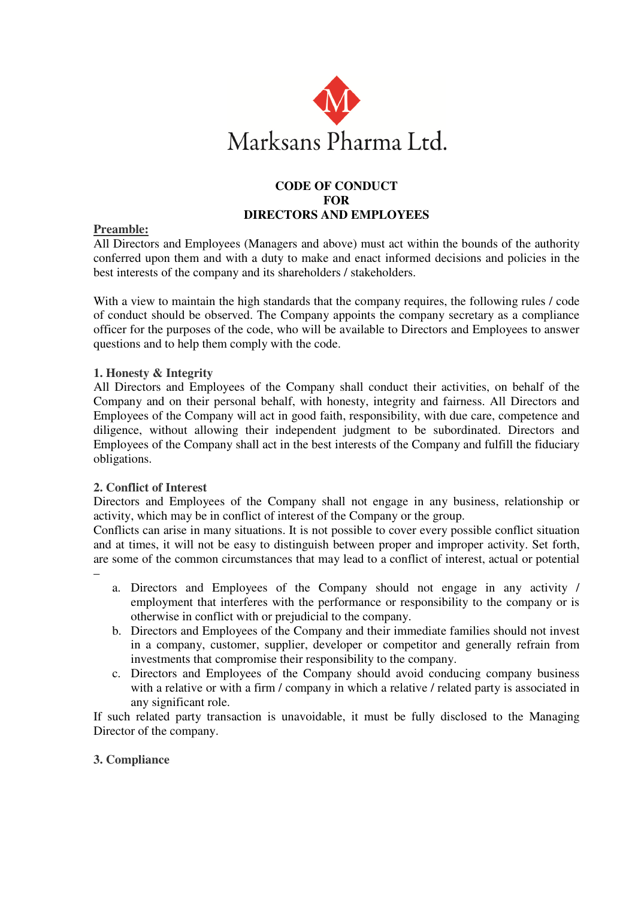Marksans Pharma Ltd.

# CODE OF CONDUCT FOR DIRECTORS AND EMPLOYEES

**Preamble:**

All Directors and Employees (Managers and above) must act within the bounds of the authority conferred upon them and with a duty to make and enact informed decisions and policies in the best interests of the company and its shareholders / stakeholders.

With a view to maintain the high standards that the company requires, the following rules / code of conduct should be observed. The Company appoints the company secretary as a compliance officer for the purposes of the code, who will be available to Directors and Employees to answer questions and to help them comply with the code.

## 1. Honesty & Integrity

All Directors and Employees of the Company shall conduct their activities, on behalf of the Company and on their personal behalf, with honesty, integrity and fairness. All Directors and Employees of the Company will act in good faith, responsibility, with due care, competence and diligence, without allowing their independent judgment to be subordinated. Directors and Employees of the Company shall act in the best interests of the Company and fulfill the fiduciary obligations.

## 2. Conflict of Interest

Directors and Employees of the Company shall not engage in any business, relationship or activity, which may be in conflict of interest of the Company or the group.

Conflicts can arise in many situations. It is not possible to cover every possible conflict situation and at times, it will not be easy to distinguish between proper and improper activity. Set forth, are some of the common circumstances that may lead to a conflict of interest, actual or potential –

a. Directors and Employees of the Company should not engage in any activity / employment that interferes with the performance or responsibility to the company or is otherwise in conflict with or prejudicial to the company.
b. Directors and Employees of the Company and their immediate families should not invest in a company, customer, supplier, developer or competitor and generally refrain from investments that compromise their responsibility to the company.
c. Directors and Employees of the Company should avoid conducing company business with a relative or with a firm / company in which a relative / related party is associated in any significant role.

If such related party transaction is unavoidable, it must be fully disclosed to the Managing Director of the company.

## 3. Compliance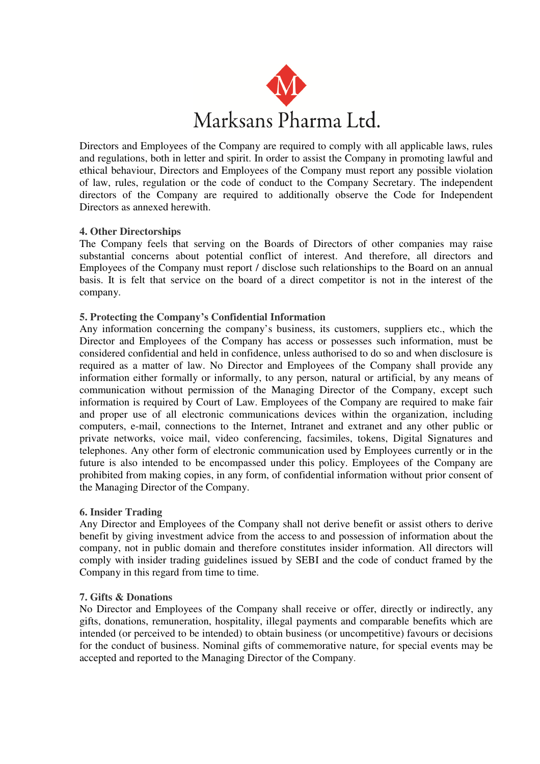Directors and Employees of the Company are required to comply with all applicable laws, rules and regulations, both in letter and spirit. In order to assist the Company in promoting lawful and ethical behaviour, Directors and Employees of the Company must report any possible violation of law, rules, regulation or the code of conduct to the Company Secretary. The independent directors of the Company are required to additionally observe the Code for Independent Directors as annexed herewith.

**4. Other Directorships**

The Company feels that serving on the Boards of Directors of other companies may raise substantial concerns about potential conflict of interest. And therefore, all directors and Employees of the Company must report / disclose such relationships to the Board on an annual basis. It is felt that service on the board of a direct competitor is not in the interest of the company.

**5. Protecting the Company's Confidential Information**

Any information concerning the company's business, its customers, suppliers etc., which the Director and Employees of the Company has access or possesses such information, must be considered confidential and held in confidence, unless authorised to do so and when disclosure is required as a matter of law. No Director and Employees of the Company shall provide any information either formally or informally, to any person, natural or artificial, by any means of communication without permission of the Managing Director of the Company, except such information is required by Court of Law. Employees of the Company are required to make fair and proper use of all electronic communications devices within the organization, including computers, e-mail, connections to the Internet, Intranet and extranet and any other public or private networks, voice mail, video conferencing, facsimiles, tokens, Digital Signatures and telephones. Any other form of electronic communication used by Employees currently or in the future is also intended to be encompassed under this policy. Employees of the Company are prohibited from making copies, in any form, of confidential information without prior consent of the Managing Director of the Company.

**6. Insider Trading**

Any Director and Employees of the Company shall not derive benefit or assist others to derive benefit by giving investment advice from the access to and possession of information about the company, not in public domain and therefore constitutes insider information. All directors will comply with insider trading guidelines issued by SEBI and the code of conduct framed by the Company in this regard from time to time.

**7. Gifts & Donations**

No Director and Employees of the Company shall receive or offer, directly or indirectly, any gifts, donations, remuneration, hospitality, illegal payments and comparable benefits which are intended (or perceived to be intended) to obtain business (or uncompetitive) favours or decisions for the conduct of business. Nominal gifts of commemorative nature, for special events may be accepted and reported to the Managing Director of the Company.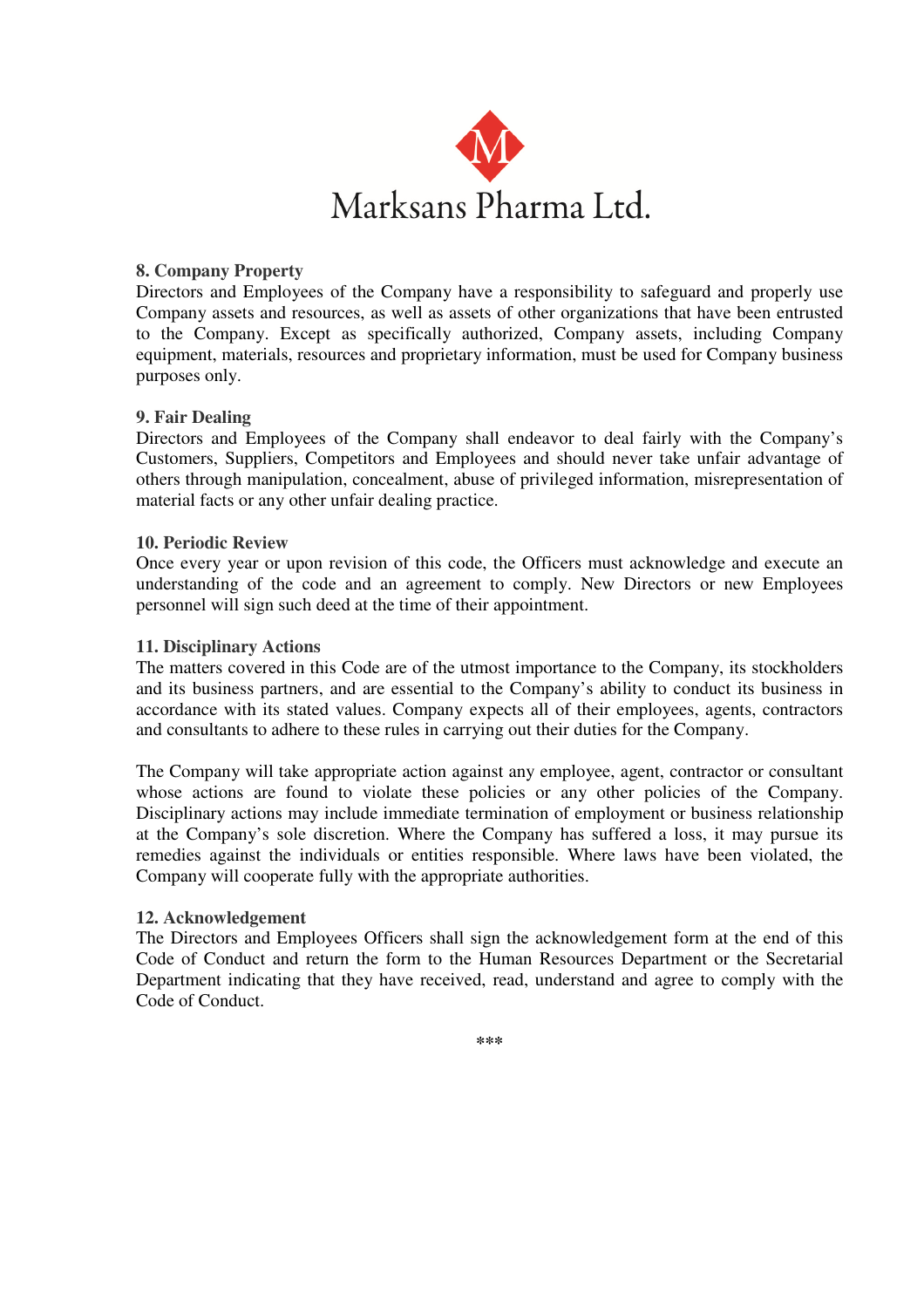**8. Company Property**
Directors and Employees of the Company have a responsibility to safeguard and properly use Company assets and resources, as well as assets of other organizations that have been entrusted to the Company. Except as specifically authorized, Company assets, including Company equipment, materials, resources and proprietary information, must be used for Company business purposes only.

**9. Fair Dealing**
Directors and Employees of the Company shall endeavor to deal fairly with the Company's Customers, Suppliers, Competitors and Employees and should never take unfair advantage of others through manipulation, concealment, abuse of privileged information, misrepresentation of material facts or any other unfair dealing practice.

**10. Periodic Review**
Once every year or upon revision of this code, the Officers must acknowledge and execute an understanding of the code and an agreement to comply. New Directors or new Employees personnel will sign such deed at the time of their appointment.

**11. Disciplinary Actions**
The matters covered in this Code are of the utmost importance to the Company, its stockholders and its business partners, and are essential to the Company's ability to conduct its business in accordance with its stated values. Company expects all of their employees, agents, contractors and consultants to adhere to these rules in carrying out their duties for the Company.

The Company will take appropriate action against any employee, agent, contractor or consultant whose actions are found to violate these policies or any other policies of the Company. Disciplinary actions may include immediate termination of employment or business relationship at the Company's sole discretion. Where the Company has suffered a loss, it may pursue its remedies against the individuals or entities responsible. Where laws have been violated, the Company will cooperate fully with the appropriate authorities.

**12. Acknowledgement**
The Directors and Employees Officers shall sign the acknowledgement form at the end of this Code of Conduct and return the form to the Human Resources Department or the Secretarial Department indicating that they have received, read, understand and agree to comply with the Code of Conduct.

***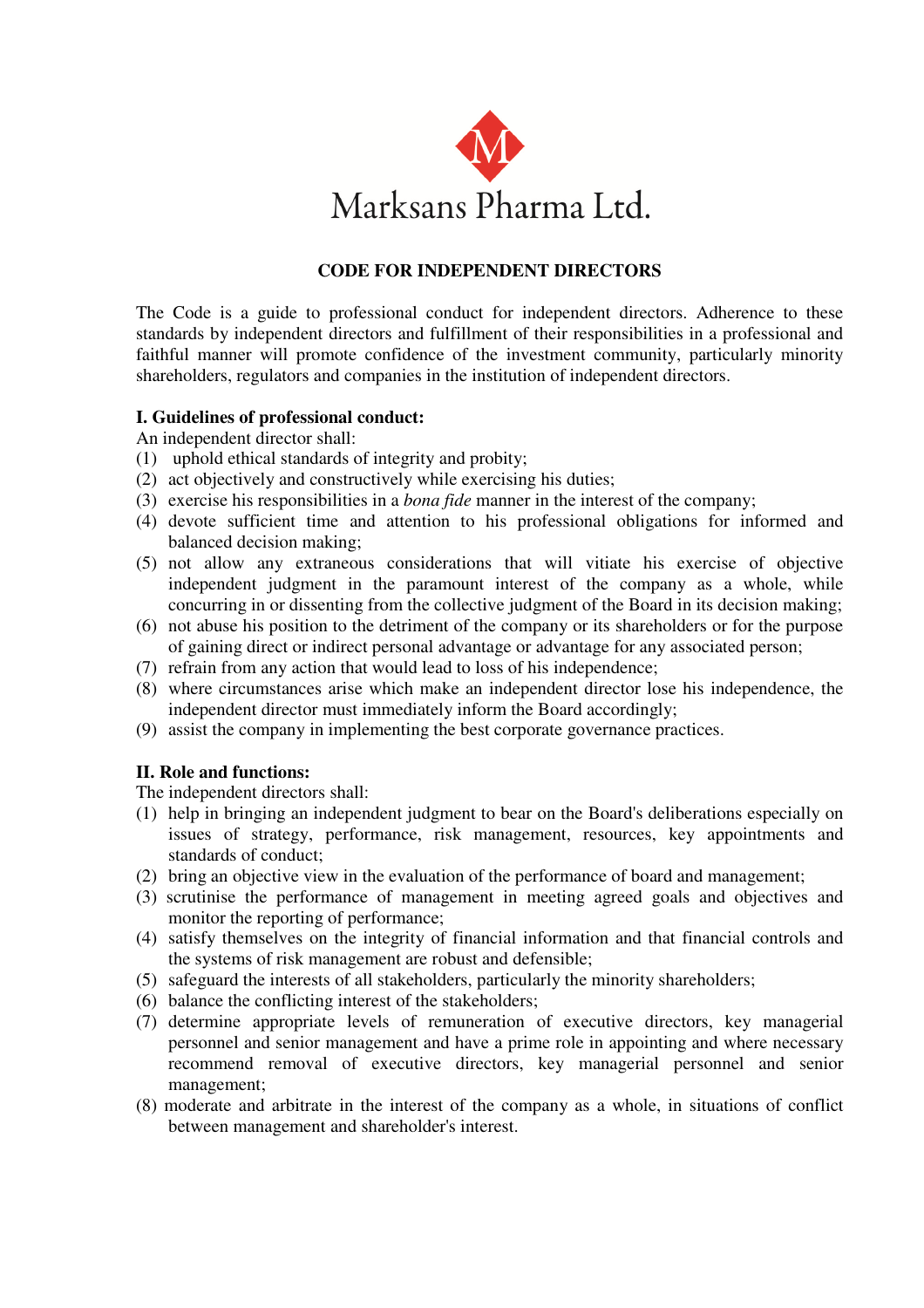Marksans Pharma Ltd.

## CODE FOR INDEPENDENT DIRECTORS

The Code is a guide to professional conduct for independent directors. Adherence to these standards by independent directors and fulfillment of their responsibilities in a professional and faithful manner will promote confidence of the investment community, particularly minority shareholders, regulators and companies in the institution of independent directors.

**I. Guidelines of professional conduct:**

An independent director shall:

(1) uphold ethical standards of integrity and probity;
(2) act objectively and constructively while exercising his duties;
(3) exercise his responsibilities in a *bona fide* manner in the interest of the company;
(4) devote sufficient time and attention to his professional obligations for informed and balanced decision making;
(5) not allow any extraneous considerations that will vitiate his exercise of objective independent judgment in the paramount interest of the company as a whole, while concurring in or dissenting from the collective judgment of the Board in its decision making;
(6) not abuse his position to the detriment of the company or its shareholders or for the purpose of gaining direct or indirect personal advantage or advantage for any associated person;
(7) refrain from any action that would lead to loss of his independence;
(8) where circumstances arise which make an independent director lose his independence, the independent director must immediately inform the Board accordingly;
(9) assist the company in implementing the best corporate governance practices.

**II. Role and functions:**

The independent directors shall:

(1) help in bringing an independent judgment to bear on the Board's deliberations especially on issues of strategy, performance, risk management, resources, key appointments and standards of conduct;
(2) bring an objective view in the evaluation of the performance of board and management;
(3) scrutinise the performance of management in meeting agreed goals and objectives and monitor the reporting of performance;
(4) satisfy themselves on the integrity of financial information and that financial controls and the systems of risk management are robust and defensible;
(5) safeguard the interests of all stakeholders, particularly the minority shareholders;
(6) balance the conflicting interest of the stakeholders;
(7) determine appropriate levels of remuneration of executive directors, key managerial personnel and senior management and have a prime role in appointing and where necessary recommend removal of executive directors, key managerial personnel and senior management;
(8) moderate and arbitrate in the interest of the company as a whole, in situations of conflict between management and shareholder's interest.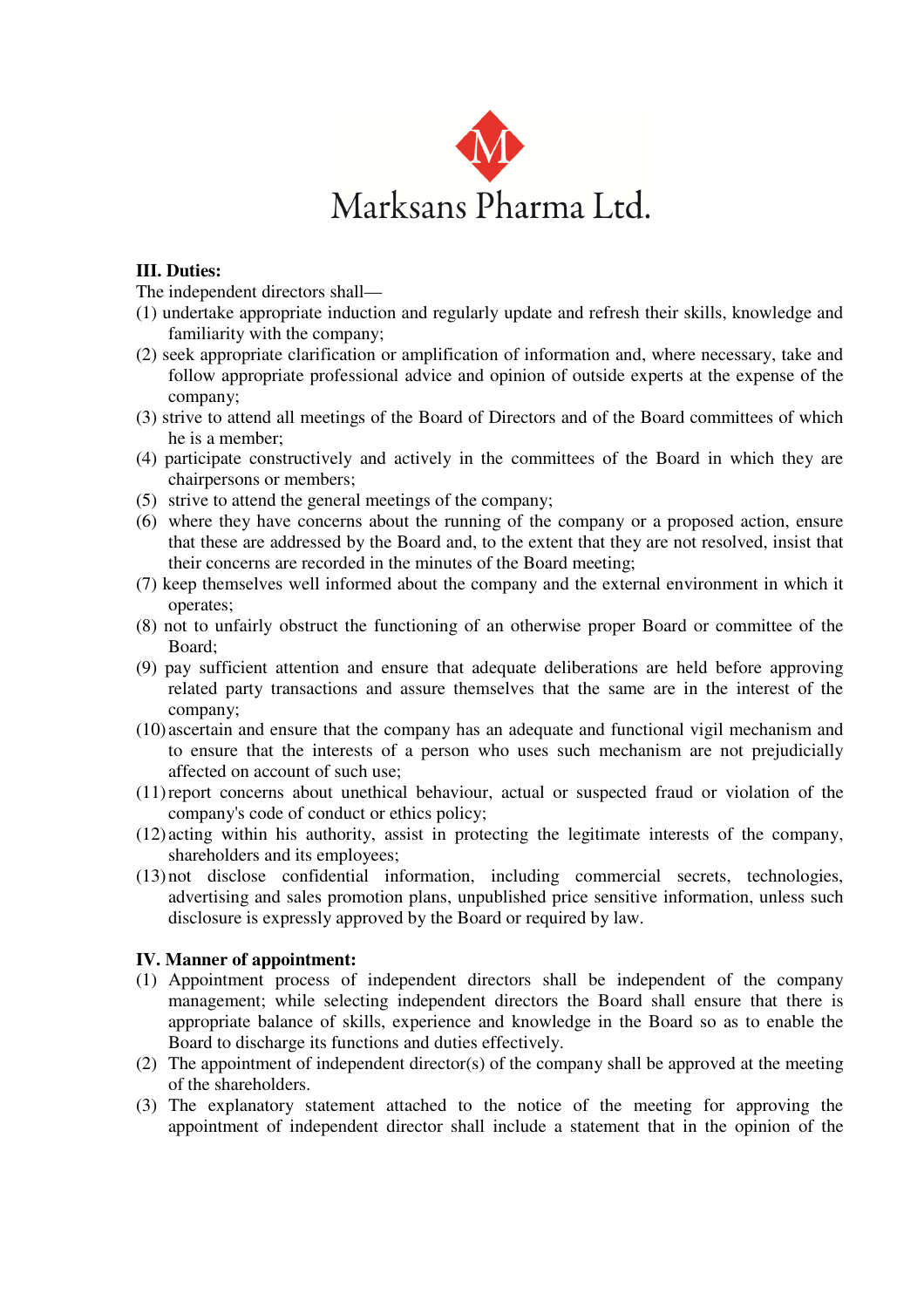**III. Duties:**

The independent directors shall—

(1) undertake appropriate induction and regularly update and refresh their skills, knowledge and familiarity with the company;
(2) seek appropriate clarification or amplification of information and, where necessary, take and follow appropriate professional advice and opinion of outside experts at the expense of the company;
(3) strive to attend all meetings of the Board of Directors and of the Board committees of which he is a member;
(4) participate constructively and actively in the committees of the Board in which they are chairpersons or members;
(5) strive to attend the general meetings of the company;
(6) where they have concerns about the running of the company or a proposed action, ensure that these are addressed by the Board and, to the extent that they are not resolved, insist that their concerns are recorded in the minutes of the Board meeting;
(7) keep themselves well informed about the company and the external environment in which it operates;
(8) not to unfairly obstruct the functioning of an otherwise proper Board or committee of the Board;
(9) pay sufficient attention and ensure that adequate deliberations are held before approving related party transactions and assure themselves that the same are in the interest of the company;
(10) ascertain and ensure that the company has an adequate and functional vigil mechanism and to ensure that the interests of a person who uses such mechanism are not prejudicially affected on account of such use;
(11) report concerns about unethical behaviour, actual or suspected fraud or violation of the company's code of conduct or ethics policy;
(12) acting within his authority, assist in protecting the legitimate interests of the company, shareholders and its employees;
(13) not disclose confidential information, including commercial secrets, technologies, advertising and sales promotion plans, unpublished price sensitive information, unless such disclosure is expressly approved by the Board or required by law.

**IV. Manner of appointment:**

(1) Appointment process of independent directors shall be independent of the company management; while selecting independent directors the Board shall ensure that there is appropriate balance of skills, experience and knowledge in the Board so as to enable the Board to discharge its functions and duties effectively.
(2) The appointment of independent director(s) of the company shall be approved at the meeting of the shareholders.
(3) The explanatory statement attached to the notice of the meeting for approving the appointment of independent director shall include a statement that in the opinion of the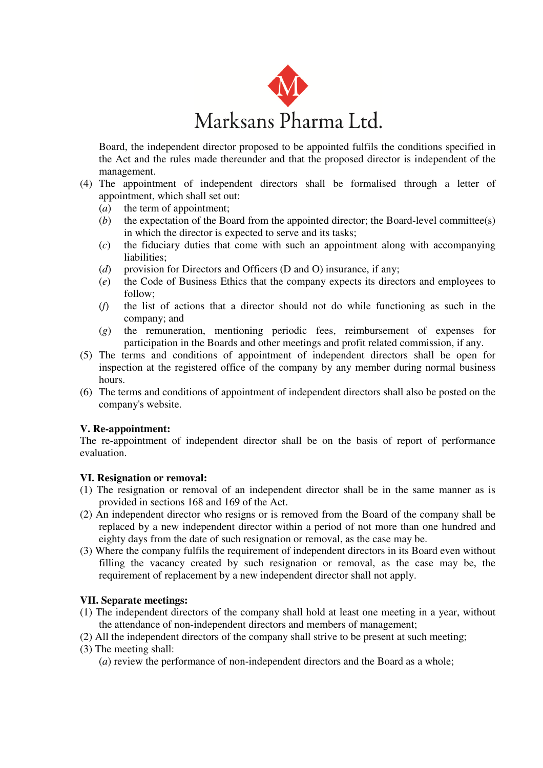Board, the independent director proposed to be appointed fulfils the conditions specified in the Act and the rules made thereunder and that the proposed director is independent of the management.

(4) The appointment of independent directors shall be formalised through a letter of appointment, which shall set out:
   - (*a*) the term of appointment;
   - (*b*) the expectation of the Board from the appointed director; the Board-level committee(s) in which the director is expected to serve and its tasks;
   - (*c*) the fiduciary duties that come with such an appointment along with accompanying liabilities;
   - (*d*) provision for Directors and Officers (D and O) insurance, if any;
   - (*e*) the Code of Business Ethics that the company expects its directors and employees to follow;
   - (*f*) the list of actions that a director should not do while functioning as such in the company; and
   - (*g*) the remuneration, mentioning periodic fees, reimbursement of expenses for participation in the Boards and other meetings and profit related commission, if any.

(5) The terms and conditions of appointment of independent directors shall be open for inspection at the registered office of the company by any member during normal business hours.

(6) The terms and conditions of appointment of independent directors shall also be posted on the company's website.

**V. Re-appointment:**

The re-appointment of independent director shall be on the basis of report of performance evaluation.

**VI. Resignation or removal:**

(1) The resignation or removal of an independent director shall be in the same manner as is provided in sections 168 and 169 of the Act.

(2) An independent director who resigns or is removed from the Board of the company shall be replaced by a new independent director within a period of not more than one hundred and eighty days from the date of such resignation or removal, as the case may be.

(3) Where the company fulfils the requirement of independent directors in its Board even without filling the vacancy created by such resignation or removal, as the case may be, the requirement of replacement by a new independent director shall not apply.

**VII. Separate meetings:**

(1) The independent directors of the company shall hold at least one meeting in a year, without the attendance of non-independent directors and members of management;

(2) All the independent directors of the company shall strive to be present at such meeting;

(3) The meeting shall:
   - (*a*) review the performance of non-independent directors and the Board as a whole;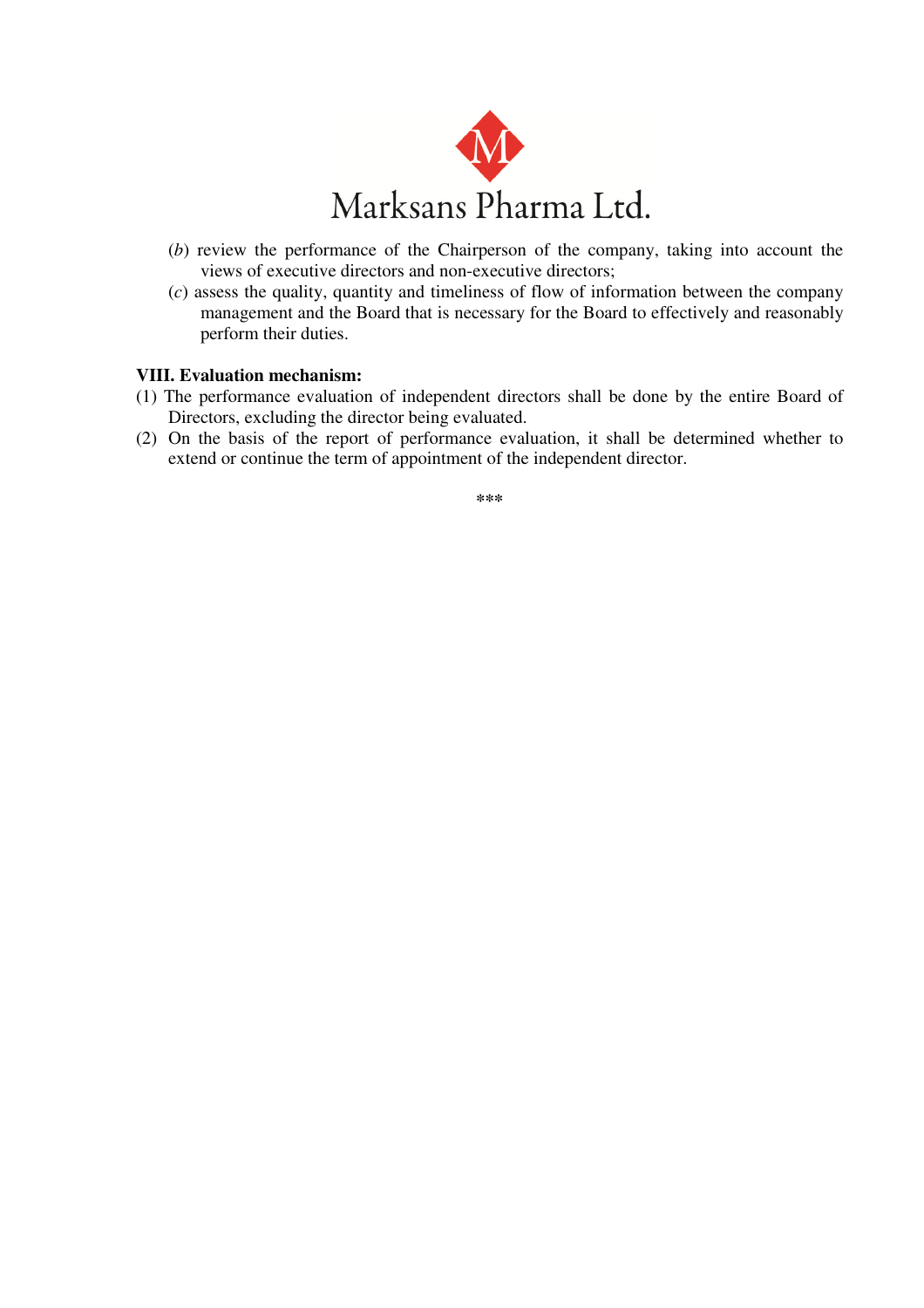(*b*) review the performance of the Chairperson of the company, taking into account the views of executive directors and non-executive directors;

(*c*) assess the quality, quantity and timeliness of flow of information between the company management and the Board that is necessary for the Board to effectively and reasonably perform their duties.

**VIII. Evaluation mechanism:**

(1) The performance evaluation of independent directors shall be done by the entire Board of Directors, excluding the director being evaluated.

(2) On the basis of the report of performance evaluation, it shall be determined whether to extend or continue the term of appointment of the independent director.

***